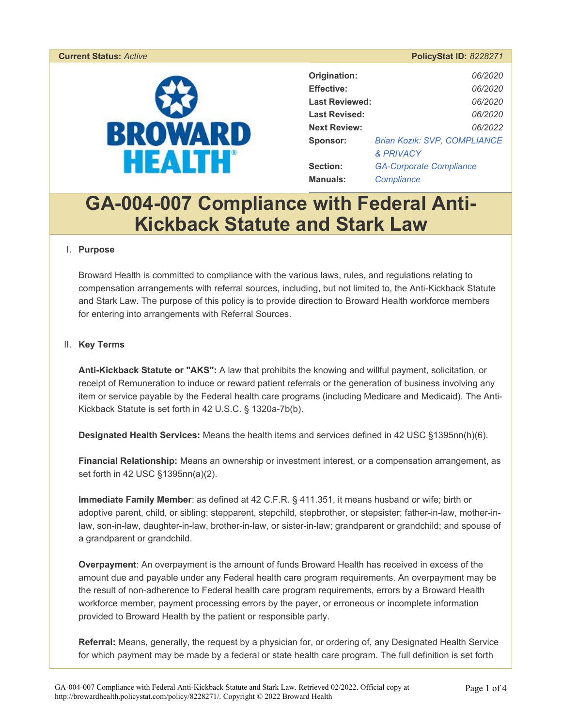**Current Status:** *Active* | **PolicyStat ID:** *8228271*

| | |
|---|---|
| **Origination:** | *06/2020* |
| **Effective:** | *06/2020* |
| **Last Reviewed:** | *06/2020* |
| **Last Revised:** | *06/2020* |
| **Next Review:** | *06/2022* |
| **Sponsor:** | *Brian Kozik: SVP, COMPLIANCE & PRIVACY* |
| **Section:** | *GA-Corporate Compliance* |
| **Manuals:** | *Compliance* |

# GA-004-007 Compliance with Federal Anti-Kickback Statute and Stark Law

## I. Purpose

Broward Health is committed to compliance with the various laws, rules, and regulations relating to compensation arrangements with referral sources, including, but not limited to, the Anti-Kickback Statute and Stark Law. The purpose of this policy is to provide direction to Broward Health workforce members for entering into arrangements with Referral Sources.

## II. Key Terms

**Anti-Kickback Statute or "AKS":** A law that prohibits the knowing and willful payment, solicitation, or receipt of Remuneration to induce or reward patient referrals or the generation of business involving any item or service payable by the Federal health care programs (including Medicare and Medicaid). The Anti-Kickback Statute is set forth in 42 U.S.C. § 1320a-7b(b).

**Designated Health Services:** Means the health items and services defined in 42 USC §1395nn(h)(6).

**Financial Relationship:** Means an ownership or investment interest, or a compensation arrangement, as set forth in 42 USC §1395nn(a)(2).

**Immediate Family Member**: as defined at 42 C.F.R. § 411.351, it means husband or wife; birth or adoptive parent, child, or sibling; stepparent, stepchild, stepbrother, or stepsister; father-in-law, mother-in-law, son-in-law, daughter-in-law, brother-in-law, or sister-in-law; grandparent or grandchild; and spouse of a grandparent or grandchild.

**Overpayment**: An overpayment is the amount of funds Broward Health has received in excess of the amount due and payable under any Federal health care program requirements. An overpayment may be the result of non-adherence to Federal health care program requirements, errors by a Broward Health workforce member, payment processing errors by the payer, or erroneous or incomplete information provided to Broward Health by the patient or responsible party.

**Referral:** Means, generally, the request by a physician for, or ordering of, any Designated Health Service for which payment may be made by a federal or state health care program. The full definition is set forth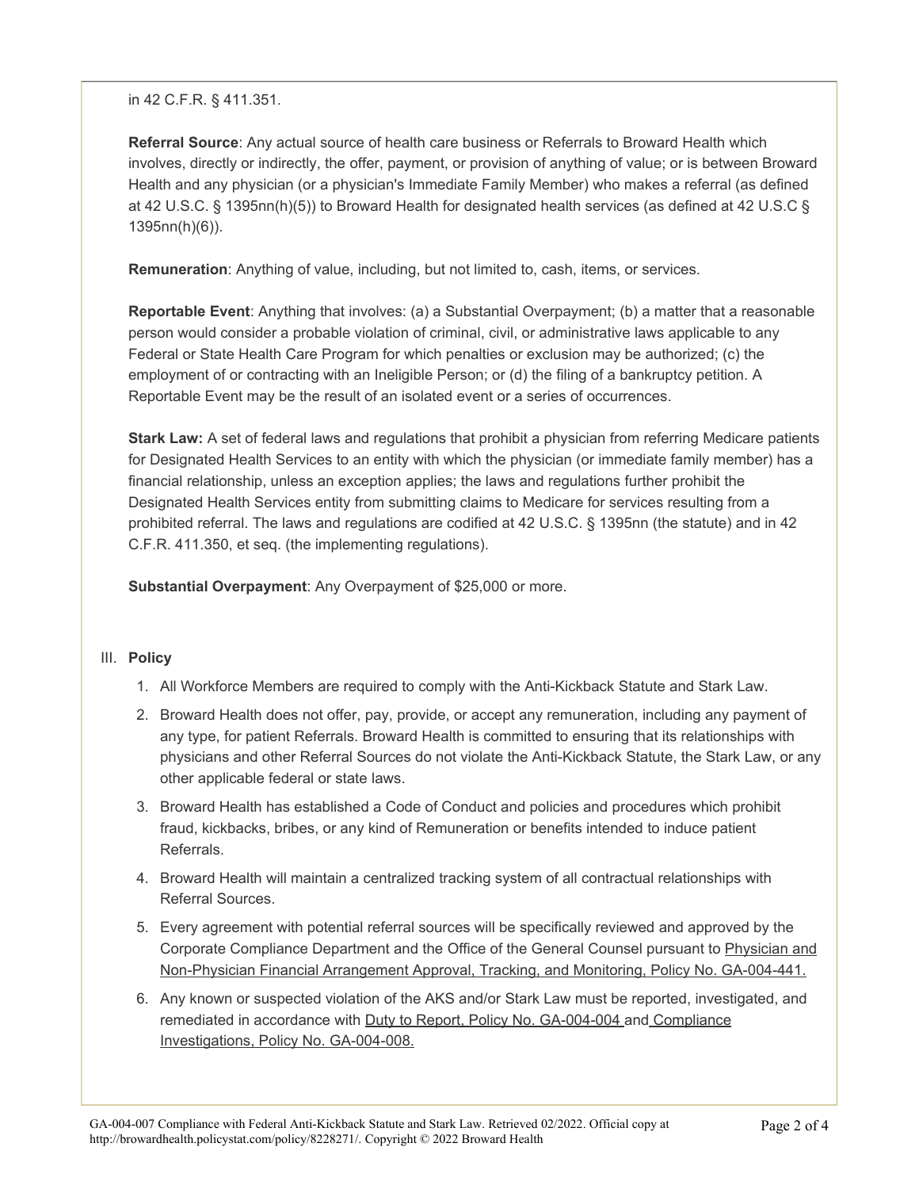in 42 C.F.R. § 411.351.

**Referral Source**: Any actual source of health care business or Referrals to Broward Health which involves, directly or indirectly, the offer, payment, or provision of anything of value; or is between Broward Health and any physician (or a physician's Immediate Family Member) who makes a referral (as defined at 42 U.S.C. § 1395nn(h)(5)) to Broward Health for designated health services (as defined at 42 U.S.C § 1395nn(h)(6)).

**Remuneration**: Anything of value, including, but not limited to, cash, items, or services.

**Reportable Event**: Anything that involves: (a) a Substantial Overpayment; (b) a matter that a reasonable person would consider a probable violation of criminal, civil, or administrative laws applicable to any Federal or State Health Care Program for which penalties or exclusion may be authorized; (c) the employment of or contracting with an Ineligible Person; or (d) the filing of a bankruptcy petition. A Reportable Event may be the result of an isolated event or a series of occurrences.

**Stark Law:** A set of federal laws and regulations that prohibit a physician from referring Medicare patients for Designated Health Services to an entity with which the physician (or immediate family member) has a financial relationship, unless an exception applies; the laws and regulations further prohibit the Designated Health Services entity from submitting claims to Medicare for services resulting from a prohibited referral. The laws and regulations are codified at 42 U.S.C. § 1395nn (the statute) and in 42 C.F.R. 411.350, et seq. (the implementing regulations).

**Substantial Overpayment**: Any Overpayment of $25,000 or more.

III. **Policy**

1. All Workforce Members are required to comply with the Anti-Kickback Statute and Stark Law.
2. Broward Health does not offer, pay, provide, or accept any remuneration, including any payment of any type, for patient Referrals. Broward Health is committed to ensuring that its relationships with physicians and other Referral Sources do not violate the Anti-Kickback Statute, the Stark Law, or any other applicable federal or state laws.
3. Broward Health has established a Code of Conduct and policies and procedures which prohibit fraud, kickbacks, bribes, or any kind of Remuneration or benefits intended to induce patient Referrals.
4. Broward Health will maintain a centralized tracking system of all contractual relationships with Referral Sources.
5. Every agreement with potential referral sources will be specifically reviewed and approved by the Corporate Compliance Department and the Office of the General Counsel pursuant to Physician and Non-Physician Financial Arrangement Approval, Tracking, and Monitoring, Policy No. GA-004-441.
6. Any known or suspected violation of the AKS and/or Stark Law must be reported, investigated, and remediated in accordance with Duty to Report, Policy No. GA-004-004 and Compliance Investigations, Policy No. GA-004-008.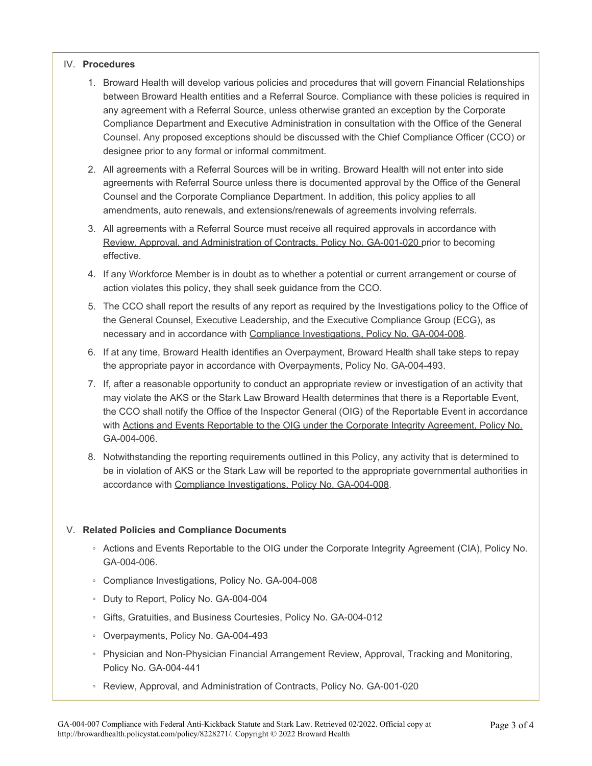## IV. Procedures

1. Broward Health will develop various policies and procedures that will govern Financial Relationships between Broward Health entities and a Referral Source. Compliance with these policies is required in any agreement with a Referral Source, unless otherwise granted an exception by the Corporate Compliance Department and Executive Administration in consultation with the Office of the General Counsel. Any proposed exceptions should be discussed with the Chief Compliance Officer (CCO) or designee prior to any formal or informal commitment.
2. All agreements with a Referral Sources will be in writing. Broward Health will not enter into side agreements with Referral Source unless there is documented approval by the Office of the General Counsel and the Corporate Compliance Department. In addition, this policy applies to all amendments, auto renewals, and extensions/renewals of agreements involving referrals.
3. All agreements with a Referral Source must receive all required approvals in accordance with Review, Approval, and Administration of Contracts, Policy No. GA-001-020 prior to becoming effective.
4. If any Workforce Member is in doubt as to whether a potential or current arrangement or course of action violates this policy, they shall seek guidance from the CCO.
5. The CCO shall report the results of any report as required by the Investigations policy to the Office of the General Counsel, Executive Leadership, and the Executive Compliance Group (ECG), as necessary and in accordance with Compliance Investigations, Policy No. GA-004-008.
6. If at any time, Broward Health identifies an Overpayment, Broward Health shall take steps to repay the appropriate payor in accordance with Overpayments, Policy No. GA-004-493.
7. If, after a reasonable opportunity to conduct an appropriate review or investigation of an activity that may violate the AKS or the Stark Law Broward Health determines that there is a Reportable Event, the CCO shall notify the Office of the Inspector General (OIG) of the Reportable Event in accordance with Actions and Events Reportable to the OIG under the Corporate Integrity Agreement, Policy No. GA-004-006.
8. Notwithstanding the reporting requirements outlined in this Policy, any activity that is determined to be in violation of AKS or the Stark Law will be reported to the appropriate governmental authorities in accordance with Compliance Investigations, Policy No. GA-004-008.

## V. Related Policies and Compliance Documents

- Actions and Events Reportable to the OIG under the Corporate Integrity Agreement (CIA), Policy No. GA-004-006.
- Compliance Investigations, Policy No. GA-004-008
- Duty to Report, Policy No. GA-004-004
- Gifts, Gratuities, and Business Courtesies, Policy No. GA-004-012
- Overpayments, Policy No. GA-004-493
- Physician and Non-Physician Financial Arrangement Review, Approval, Tracking and Monitoring, Policy No. GA-004-441
- Review, Approval, and Administration of Contracts, Policy No. GA-001-020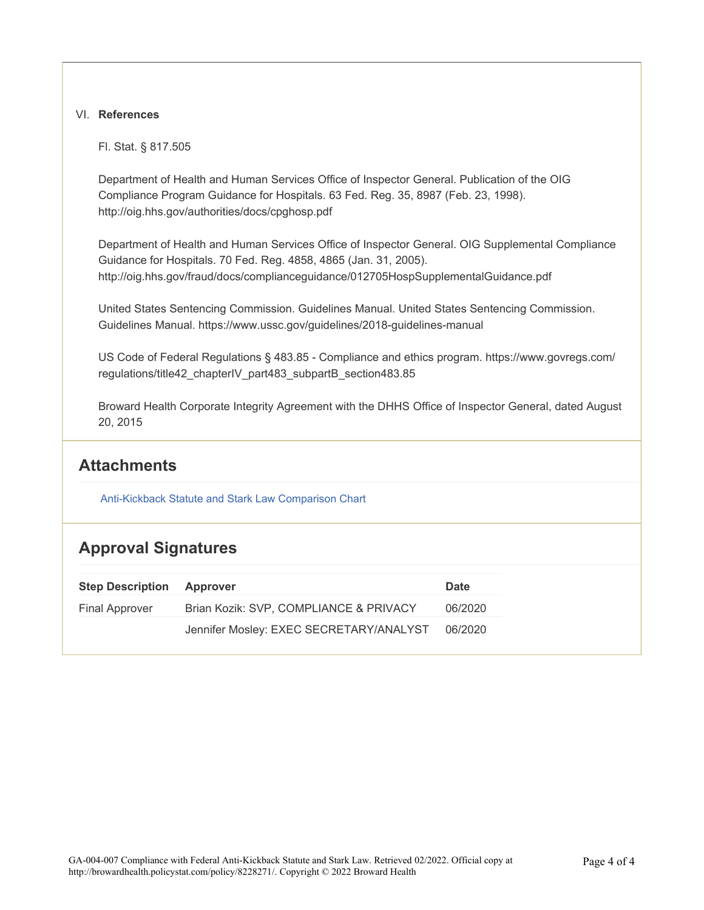VI. **References**

Fl. Stat. § 817.505

Department of Health and Human Services Office of Inspector General. Publication of the OIG Compliance Program Guidance for Hospitals. 63 Fed. Reg. 35, 8987 (Feb. 23, 1998). http://oig.hhs.gov/authorities/docs/cpghosp.pdf

Department of Health and Human Services Office of Inspector General. OIG Supplemental Compliance Guidance for Hospitals. 70 Fed. Reg. 4858, 4865 (Jan. 31, 2005). http://oig.hhs.gov/fraud/docs/complianceguidance/012705HospSupplementalGuidance.pdf

United States Sentencing Commission. Guidelines Manual. United States Sentencing Commission. Guidelines Manual. https://www.ussc.gov/guidelines/2018-guidelines-manual

US Code of Federal Regulations § 483.85 - Compliance and ethics program. https://www.govregs.com/regulations/title42_chapterIV_part483_subpartB_section483.85

Broward Health Corporate Integrity Agreement with the DHHS Office of Inspector General, dated August 20, 2015

## Attachments

Anti-Kickback Statute and Stark Law Comparison Chart

## Approval Signatures

| Step Description | Approver | Date |
|---|---|---|
| Final Approver | Brian Kozik: SVP, COMPLIANCE & PRIVACY | 06/2020 |
| | Jennifer Mosley: EXEC SECRETARY/ANALYST | 06/2020 |